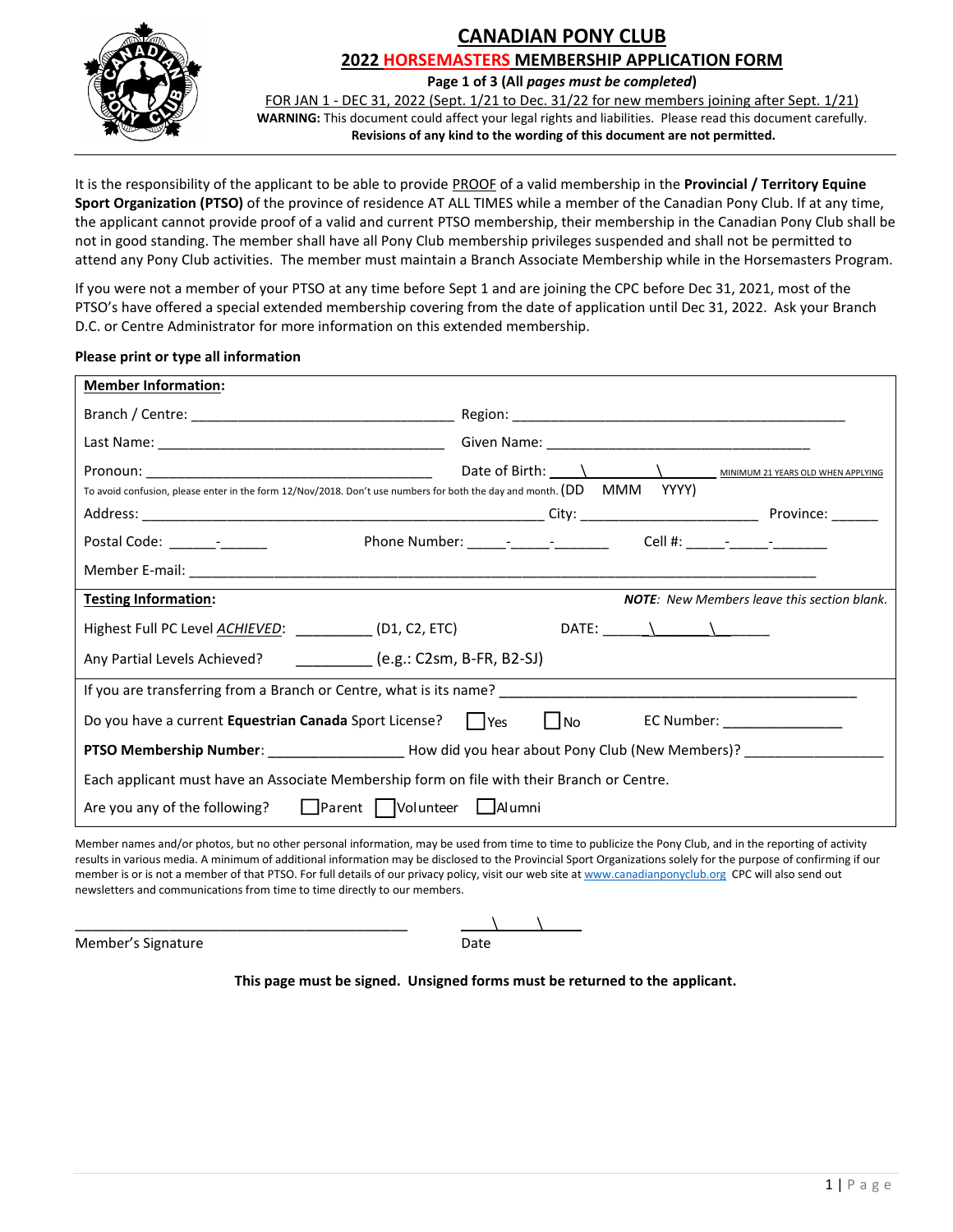# CANADIAN PONY CLUB

## 2022 HORSEMASTERS MEMBERSHIP APPLICATION FORM

**Page 1 of 3 (All *pages must be completed*)**

FOR JAN 1 - DEC 31, 2022 (Sept. 1/21 to Dec. 31/22 for new members joining after Sept. 1/21)

**WARNING:** This document could affect your legal rights and liabilities. Please read this document carefully.

**Revisions of any kind to the wording of this document are not permitted.**

---

It is the responsibility of the applicant to be able to provide PROOF of a valid membership in the **Provincial / Territory Equine Sport Organization (PTSO)** of the province of residence AT ALL TIMES while a member of the Canadian Pony Club. If at any time, the applicant cannot provide proof of a valid and current PTSO membership, their membership in the Canadian Pony Club shall be not in good standing. The member shall have all Pony Club membership privileges suspended and shall not be permitted to attend any Pony Club activities. The member must maintain a Branch Associate Membership while in the Horsemasters Program.

If you were not a member of your PTSO at any time before Sept 1 and are joining the CPC before Dec 31, 2021, most of the PTSO's have offered a special extended membership covering from the date of application until Dec 31, 2022. Ask your Branch D.C. or Centre Administrator for more information on this extended membership.

**Please print or type all information**

**Member Information:**

Branch / Centre: ______________________________ Region: ________________________________________

Last Name: __________________________________ Given Name: ______________________________

Pronoun: __________________________________ Date of Birth: ___\_________\_________ MINIMUM 21 YEARS OLD WHEN APPLYING

To avoid confusion, please enter in the form 12/Nov/2018. Don't use numbers for both the day and month. (DD MMM YYYY)

Address: ______________________________________________ City: ______________________ Province: ______

Postal Code: ______-______ Phone Number: _____-_____-_______ Cell #: _____-_____-_______

Member E-mail: ______________________________________________________________________

**Testing Information:** ***NOTE****: New Members leave this section blank.*

Highest Full PC Level ***ACHIEVED***: _________ (D1, C2, ETC) DATE: _____\_______\______

Any Partial Levels Achieved? _________ (e.g.: C2sm, B-FR, B2-SJ)

If you are transferring from a Branch or Centre, what is its name? ______________________________________

Do you have a current **Equestrian Canada** Sport License? ☐ Yes ☐ No EC Number: _______________

**PTSO Membership Number**: ________________ How did you hear about Pony Club (New Members)? _________________

Each applicant must have an Associate Membership form on file with their Branch or Centre.

Are you any of the following? ☐ Parent ☐ Volunteer ☐ Alumni

Member names and/or photos, but no other personal information, may be used from time to time to publicize the Pony Club, and in the reporting of activity results in various media. A minimum of additional information may be disclosed to the Provincial Sport Organizations solely for the purpose of confirming if our member is or is not a member of that PTSO. For full details of our privacy policy, visit our web site at www.canadianponyclub.org CPC will also send out newsletters and communications from time to time directly to our members.

__________________________________________ ____\_____\______

Member's Signature Date

**This page must be signed. Unsigned forms must be returned to the applicant.**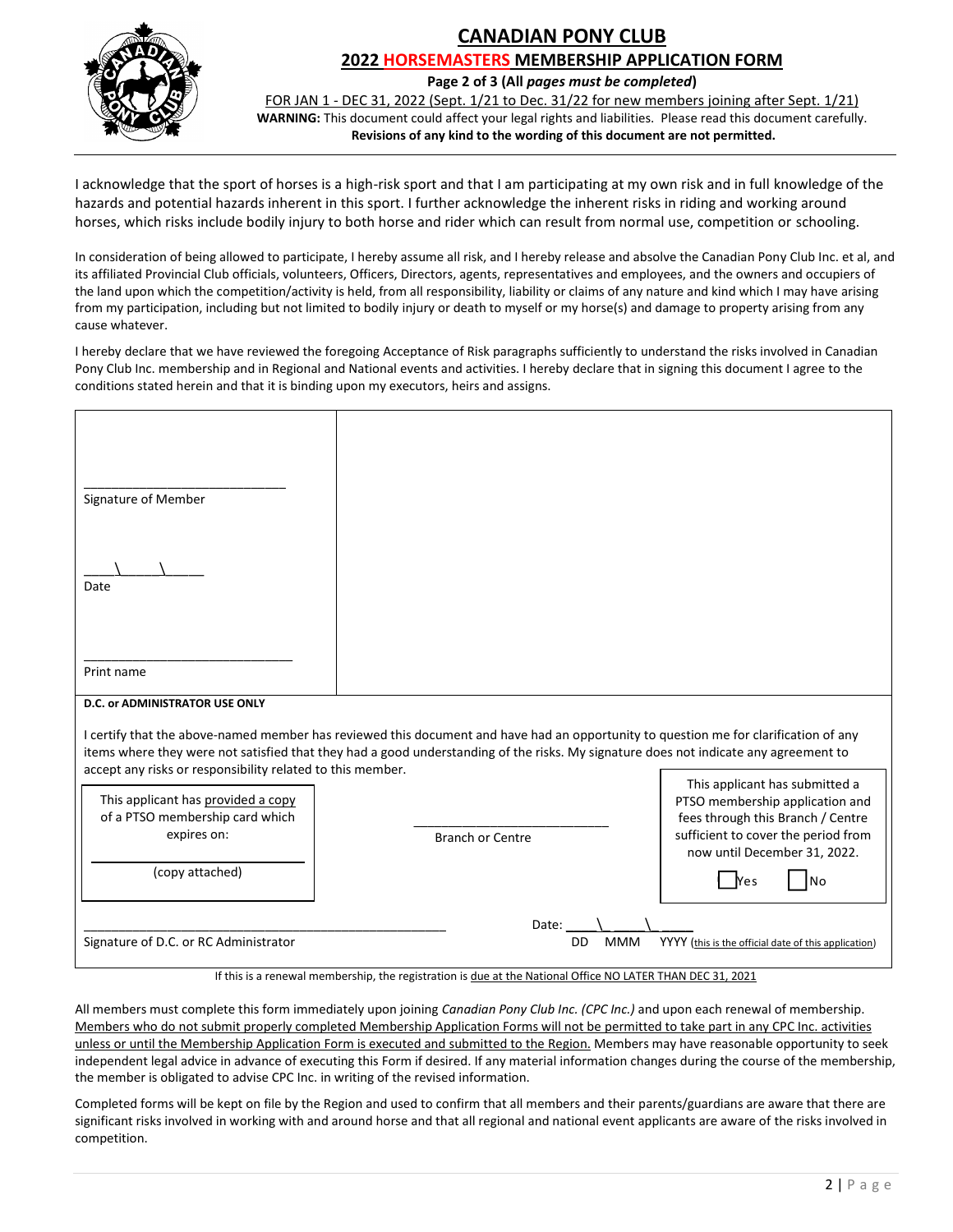# CANADIAN PONY CLUB

## 2022 HORSEMASTERS MEMBERSHIP APPLICATION FORM

**Page 2 of 3 (All *pages must be completed*)**

FOR JAN 1 - DEC 31, 2022 (Sept. 1/21 to Dec. 31/22 for new members joining after Sept. 1/21)

**WARNING:** This document could affect your legal rights and liabilities. Please read this document carefully.

**Revisions of any kind to the wording of this document are not permitted.**

---

I acknowledge that the sport of horses is a high-risk sport and that I am participating at my own risk and in full knowledge of the hazards and potential hazards inherent in this sport. I further acknowledge the inherent risks in riding and working around horses, which risks include bodily injury to both horse and rider which can result from normal use, competition or schooling.

In consideration of being allowed to participate, I hereby assume all risk, and I hereby release and absolve the Canadian Pony Club Inc. et al, and its affiliated Provincial Club officials, volunteers, Officers, Directors, agents, representatives and employees, and the owners and occupiers of the land upon which the competition/activity is held, from all responsibility, liability or claims of any nature and kind which I may have arising from my participation, including but not limited to bodily injury or death to myself or my horse(s) and damage to property arising from any cause whatever.

I hereby declare that we have reviewed the foregoing Acceptance of Risk paragraphs sufficiently to understand the risks involved in Canadian Pony Club Inc. membership and in Regional and National events and activities. I hereby declare that in signing this document I agree to the conditions stated herein and that it is binding upon my executors, heirs and assigns.

____________________________
Signature of Member

_____\_____\_____
Date

____________________________
Print name

**D.C. or ADMINISTRATOR USE ONLY**

I certify that the above-named member has reviewed this document and have had an opportunity to question me for clarification of any items where they were not satisfied that they had a good understanding of the risks. My signature does not indicate any agreement to accept any risks or responsibility related to this member.

This applicant has provided a copy of a PTSO membership card which expires on:

____________________________
(copy attached)

____________________________
Branch or Centre

This applicant has submitted a PTSO membership application and fees through this Branch / Centre sufficient to cover the period from now until December 31, 2022.

☐ Yes ☐ No

____________________________________________
Signature of D.C. or RC Administrator

Date: _____\_____\_____
DD MMM YYYY (this is the official date of this application)

If this is a renewal membership, the registration is due at the National Office NO LATER THAN DEC 31, 2021

All members must complete this form immediately upon joining *Canadian Pony Club Inc. (CPC Inc.)* and upon each renewal of membership. Members who do not submit properly completed Membership Application Forms will not be permitted to take part in any CPC Inc. activities unless or until the Membership Application Form is executed and submitted to the Region. Members may have reasonable opportunity to seek independent legal advice in advance of executing this Form if desired. If any material information changes during the course of the membership, the member is obligated to advise CPC Inc. in writing of the revised information.

Completed forms will be kept on file by the Region and used to confirm that all members and their parents/guardians are aware that there are significant risks involved in working with and around horse and that all regional and national event applicants are aware of the risks involved in competition.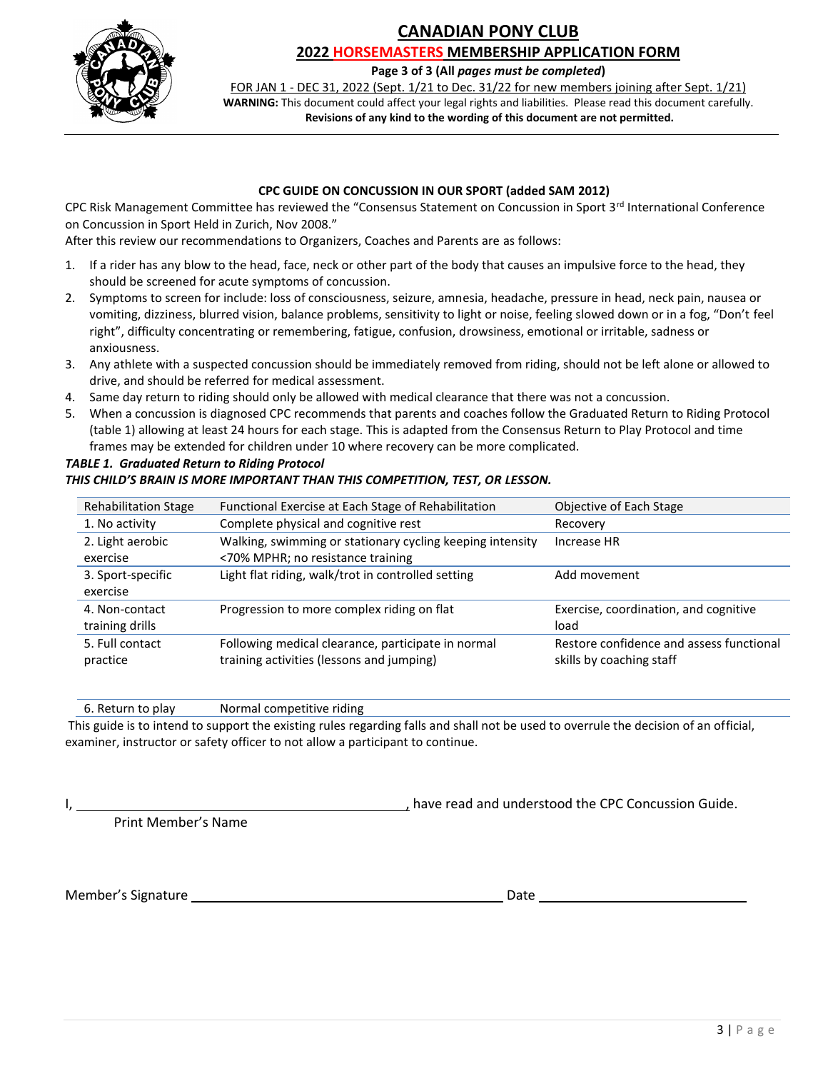# CANADIAN PONY CLUB

## 2022 HORSEMASTERS MEMBERSHIP APPLICATION FORM

**Page 3 of 3 (All *pages must be completed*)**

FOR JAN 1 - DEC 31, 2022 (Sept. 1/21 to Dec. 31/22 for new members joining after Sept. 1/21)

**WARNING:** This document could affect your legal rights and liabilities. Please read this document carefully.

**Revisions of any kind to the wording of this document are not permitted.**

---

### CPC GUIDE ON CONCUSSION IN OUR SPORT (added SAM 2012)

CPC Risk Management Committee has reviewed the "Consensus Statement on Concussion in Sport 3rd International Conference on Concussion in Sport Held in Zurich, Nov 2008."

After this review our recommendations to Organizers, Coaches and Parents are as follows:

1. If a rider has any blow to the head, face, neck or other part of the body that causes an impulsive force to the head, they should be screened for acute symptoms of concussion.
2. Symptoms to screen for include: loss of consciousness, seizure, amnesia, headache, pressure in head, neck pain, nausea or vomiting, dizziness, blurred vision, balance problems, sensitivity to light or noise, feeling slowed down or in a fog, "Don't feel right", difficulty concentrating or remembering, fatigue, confusion, drowsiness, emotional or irritable, sadness or anxiousness.
3. Any athlete with a suspected concussion should be immediately removed from riding, should not be left alone or allowed to drive, and should be referred for medical assessment.
4. Same day return to riding should only be allowed with medical clearance that there was not a concussion.
5. When a concussion is diagnosed CPC recommends that parents and coaches follow the Graduated Return to Riding Protocol (table 1) allowing at least 24 hours for each stage. This is adapted from the Consensus Return to Play Protocol and time frames may be extended for children under 10 where recovery can be more complicated.

***TABLE 1. Graduated Return to Riding Protocol***

***THIS CHILD'S BRAIN IS MORE IMPORTANT THAN THIS COMPETITION, TEST, OR LESSON.***

| Rehabilitation Stage | Functional Exercise at Each Stage of Rehabilitation | Objective of Each Stage |
|---|---|---|
| 1. No activity | Complete physical and cognitive rest | Recovery |
| 2. Light aerobic exercise | Walking, swimming or stationary cycling keeping intensity <70% MPHR; no resistance training | Increase HR |
| 3. Sport-specific exercise | Light flat riding, walk/trot in controlled setting | Add movement |
| 4. Non-contact training drills | Progression to more complex riding on flat | Exercise, coordination, and cognitive load |
| 5. Full contact practice | Following medical clearance, participate in normal training activities (lessons and jumping) | Restore confidence and assess functional skills by coaching staff |
| 6. Return to play | Normal competitive riding | |

This guide is to intend to support the existing rules regarding falls and shall not be used to overrule the decision of an official, examiner, instructor or safety officer to not allow a participant to continue.

I, ______________________________, have read and understood the CPC Concussion Guide.

Print Member's Name

Member's Signature ______________________________ Date ____________________